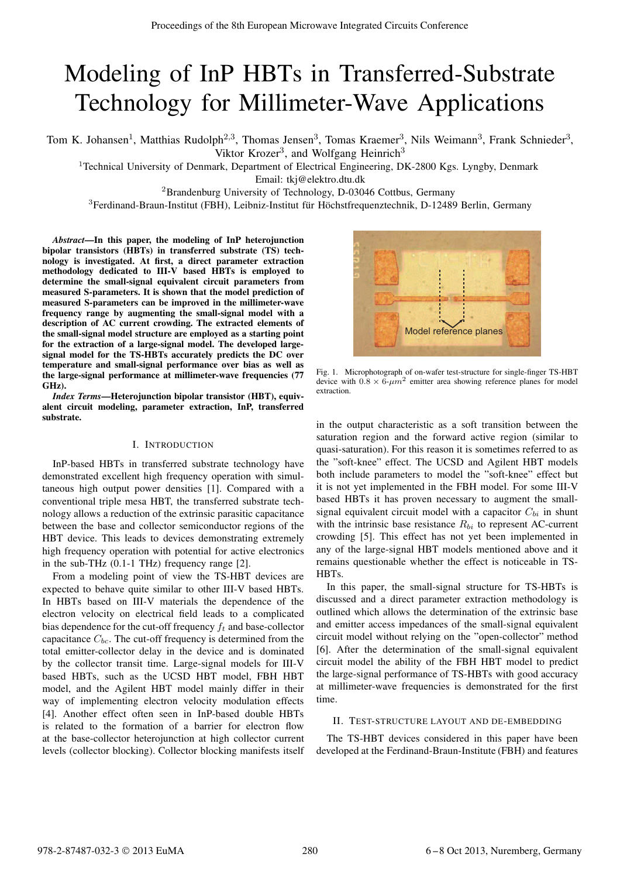# Modeling of InP HBTs in Transferred-Substrate Technology for Millimeter-Wave Applications

Tom K. Johansen[1], Matthias Rudolph[2,3], Thomas Jensen[3], Tomas Kraemer[3], Nils Weimann[3], Frank Schnieder[3], Viktor Krozer[3], and Wolfgang Heinrich[3]

[1]Technical University of Denmark, Department of Electrical Engineering, DK-2800 Kgs. Lyngby, Denmark

Email: tkj@elektro.dtu.dk

[2]Brandenburg University of Technology, D-03046 Cottbus, Germany

[3]Ferdinand-Braun-Institut (FBH), Leibniz-Institut für Höchstfrequenztechnik, D-12489 Berlin, Germany

***Abstract*—In this paper, the modeling of InP heterojunction bipolar transistors (HBTs) in transferred substrate (TS) technology is investigated. At first, a direct parameter extraction methodology dedicated to III-V based HBTs is employed to determine the small-signal equivalent circuit parameters from measured S-parameters. It is shown that the model prediction of measured S-parameters can be improved in the millimeter-wave frequency range by augmenting the small-signal model with a description of AC current crowding. The extracted elements of the small-signal model structure are employed as a starting point for the extraction of a large-signal model. The developed large-signal model for the TS-HBTs accurately predicts the DC over temperature and small-signal performance over bias as well as the large-signal performance at millimeter-wave frequencies (77 GHz).**

***Index Terms*—Heterojunction bipolar transistor (HBT), equivalent circuit modeling, parameter extraction, InP, transferred substrate.**

## I. Introduction

InP-based HBTs in transferred substrate technology have demonstrated excellent high frequency operation with simultaneous high output power densities [1]. Compared with a conventional triple mesa HBT, the transferred substrate technology allows a reduction of the extrinsic parasitic capacitance between the base and collector semiconductor regions of the HBT device. This leads to devices demonstrating extremely high frequency operation with potential for active electronics in the sub-THz (0.1-1 THz) frequency range [2].

From a modeling point of view the TS-HBT devices are expected to behave quite similar to other III-V based HBTs. In HBTs based on III-V materials the dependence of the electron velocity on electrical field leads to a complicated bias dependence for the cut-off frequency $f_t$ and base-collector capacitance $C_{bc}$. The cut-off frequency is determined from the total emitter-collector delay in the device and is dominated by the collector transit time. Large-signal models for III-V based HBTs, such as the UCSD HBT model, FBH HBT model, and the Agilent HBT model mainly differ in their way of implementing electron velocity modulation effects [4]. Another effect often seen in InP-based double HBTs is related to the formation of a barrier for electron flow at the base-collector heterojunction at high collector current levels (collector blocking). Collector blocking manifests itself in the output characteristic as a soft transition between the saturation region and the forward active region (similar to quasi-saturation). For this reason it is sometimes referred to as the "soft-knee" effect. The UCSD and Agilent HBT models both include parameters to model the "soft-knee" effect but it is not yet implemented in the FBH model. For some III-V based HBTs it has proven necessary to augment the small-signal equivalent circuit model with a capacitor $C_{bi}$ in shunt with the intrinsic base resistance $R_{bi}$ to represent AC-current crowding [5]. This effect has not yet been implemented in any of the large-signal HBT models mentioned above and it remains questionable whether the effect is noticeable in TS-HBTs.

Fig. 1. Microphotograph of on-wafer test-structure for single-finger TS-HBT device with $0.8 \times 6$-$\mu m^2$ emitter area showing reference planes for model extraction.

In this paper, the small-signal structure for TS-HBTs is discussed and a direct parameter extraction methodology is outlined which allows the determination of the extrinsic base and emitter access impedances of the small-signal equivalent circuit model without relying on the "open-collector" method [6]. After the determination of the small-signal equivalent circuit model the ability of the FBH HBT model to predict the large-signal performance of TS-HBTs with good accuracy at millimeter-wave frequencies is demonstrated for the first time.

## II. Test-structure Layout and De-embedding

The TS-HBT devices considered in this paper have been developed at the Ferdinand-Braun-Institute (FBH) and features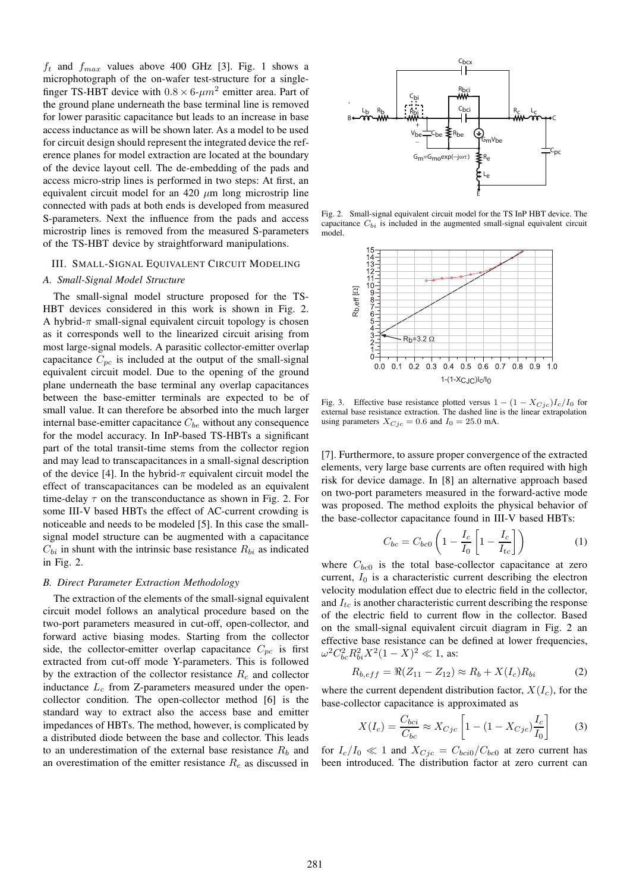$f_t$ and $f_{max}$ values above 400 GHz [3]. Fig. 1 shows a microphotograph of the on-wafer test-structure for a single-finger TS-HBT device with $0.8 \times 6$-$\mu m^2$ emitter area. Part of the ground plane underneath the base terminal line is removed for lower parasitic capacitance but leads to an increase in base access inductance as will be shown later. As a model to be used for circuit design should represent the integrated device the reference planes for model extraction are located at the boundary of the device layout cell. The de-embedding of the pads and access micro-strip lines is performed in two steps: At first, an equivalent circuit model for an 420 $\mu$m long microstrip line connected with pads at both ends is developed from measured S-parameters. Next the influence from the pads and access microstrip lines is removed from the measured S-parameters of the TS-HBT device by straightforward manipulations.

## III. Small-Signal Equivalent Circuit Modeling

### A. Small-Signal Model Structure

The small-signal model structure proposed for the TS-HBT devices considered in this work is shown in Fig. 2. A hybrid-$\pi$ small-signal equivalent circuit topology is chosen as it corresponds well to the linearized circuit arising from most large-signal models. A parasitic collector-emitter overlap capacitance $C_{pc}$ is included at the output of the small-signal equivalent circuit model. Due to the opening of the ground plane underneath the base terminal any overlap capacitances between the base-emitter terminals are expected to be of small value. It can therefore be absorbed into the much larger internal base-emitter capacitance $C_{be}$ without any consequence for the model accuracy. In InP-based TS-HBTs a significant part of the total transit-time stems from the collector region and may lead to transcapacitances in a small-signal description of the device [4]. In the hybrid-$\pi$ equivalent circuit model the effect of transcapacitances can be modeled as an equivalent time-delay $\tau$ on the transconductance as shown in Fig. 2. For some III-V based HBTs the effect of AC-current crowding is noticeable and needs to be modeled [5]. In this case the small-signal model structure can be augmented with a capacitance $C_{bi}$ in shunt with the intrinsic base resistance $R_{bi}$ as indicated in Fig. 2.

### B. Direct Parameter Extraction Methodology

The extraction of the elements of the small-signal equivalent circuit model follows an analytical procedure based on the two-port parameters measured in cut-off, open-collector, and forward active biasing modes. Starting from the collector side, the collector-emitter overlap capacitance $C_{pc}$ is first extracted from cut-off mode Y-parameters. This is followed by the extraction of the collector resistance $R_c$ and collector inductance $L_c$ from Z-parameters measured under the open-collector condition. The open-collector method [6] is the standard way to extract also the access base and emitter impedances of HBTs. The method, however, is complicated by a distributed diode between the base and collector. This leads to an underestimation of the external base resistance $R_b$ and an overestimation of the emitter resistance $R_e$ as discussed in [7]. Furthermore, to assure proper convergence of the extracted elements, very large base currents are often required with high risk for device damage. In [8] an alternative approach based on two-port parameters measured in the forward-active mode was proposed. The method exploits the physical behavior of the base-collector capacitance found in III-V based HBTs:

$$C_{bc} = C_{bc0}\left(1 - \frac{I_c}{I_0}\left[1 - \frac{I_c}{I_{tc}}\right]\right) \tag{1}$$

where $C_{bc0}$ is the total base-collector capacitance at zero current, $I_0$ is a characteristic current describing the electron velocity modulation effect due to electric field in the collector, and $I_{tc}$ is another characteristic current describing the response of the electric field to current flow in the collector. Based on the small-signal equivalent circuit diagram in Fig. 2 an effective base resistance can be defined at lower frequencies, $\omega^2 C_{bc}^2 R_{bi}^2 X^2 (1-X)^2 \ll 1$, as:

$$R_{b,eff} = \Re(Z_{11} - Z_{12}) \approx R_b + X(I_c)R_{bi} \tag{2}$$

where the current dependent distribution factor, $X(I_c)$, for the base-collector capacitance is approximated as

$$X(I_c) = \frac{C_{bci}}{C_{bc}} \approx X_{Cjc}\left[1 - (1 - X_{Cjc})\frac{I_c}{I_0}\right] \tag{3}$$

for $I_c/I_0 \ll 1$ and $X_{Cjc} = C_{bci0}/C_{bc0}$ at zero current has been introduced. The distribution factor at zero current can

Fig. 2. Small-signal equivalent circuit model for the TS InP HBT device. The capacitance $C_{bi}$ is included in the augmented small-signal equivalent circuit model.

Fig. 3. Effective base resistance plotted versus $1 - (1 - X_{Cjc})I_c/I_0$ for external base resistance extraction. The dashed line is the linear extrapolation using parameters $X_{Cjc} = 0.6$ and $I_0 = 25.0$ mA.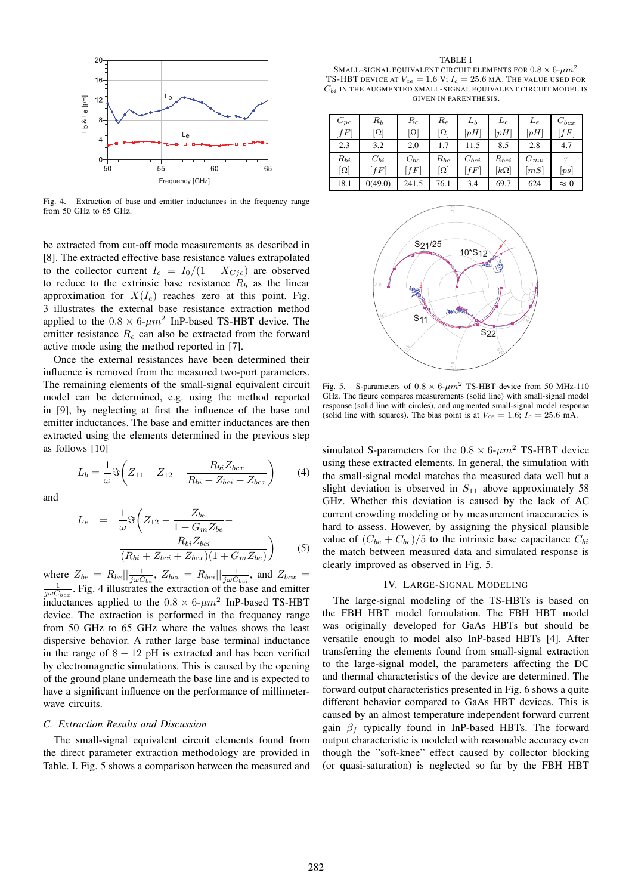Fig. 4. Extraction of base and emitter inductances in the frequency range from 50 GHz to 65 GHz.

be extracted from cut-off mode measurements as described in [8]. The extracted effective base resistance values extrapolated to the collector current $I_c = I_0/(1 - X_{Cjc})$ are observed to reduce to the extrinsic base resistance $R_b$ as the linear approximation for $X(I_c)$ reaches zero at this point. Fig. 3 illustrates the external base resistance extraction method applied to the $0.8 \times 6$-$\mu m^2$ InP-based TS-HBT device. The emitter resistance $R_e$ can also be extracted from the forward active mode using the method reported in [7].

Once the external resistances have been determined their influence is removed from the measured two-port parameters. The remaining elements of the small-signal equivalent circuit model can be determined, e.g. using the method reported in [9], by neglecting at first the influence of the base and emitter inductances. The base and emitter inductances are then extracted using the elements determined in the previous step as follows [10]

$$L_b = \frac{1}{\omega}\Im\left(Z_{11} - Z_{12} - \frac{R_{bi}Z_{bcx}}{R_{bi} + Z_{bci} + Z_{bcx}}\right) \quad (4)$$

and

$$L_e = \frac{1}{\omega}\Im\left(Z_{12} - \frac{Z_{be}}{1 + G_m Z_{be}} - \frac{R_{bi}Z_{bci}}{(R_{bi} + Z_{bci} + Z_{bcx})(1 + G_m Z_{be})}\right) \quad (5)$$

where $Z_{be} = R_{be}||\frac{1}{j\omega C_{be}}$, $Z_{bci} = R_{bci}||\frac{1}{j\omega C_{bci}}$, and $Z_{bcx} = \frac{1}{j\omega C_{bcx}}$. Fig. 4 illustrates the extraction of the base and emitter inductances applied to the $0.8 \times 6$-$\mu m^2$ InP-based TS-HBT device. The extraction is performed in the frequency range from 50 GHz to 65 GHz where the values shows the least dispersive behavior. A rather large base terminal inductance in the range of $8 - 12$ pH is extracted and has been verified by electromagnetic simulations. This is caused by the opening of the ground plane underneath the base line and is expected to have a significant influence on the performance of millimeter-wave circuits.

### C. Extraction Results and Discussion

The small-signal equivalent circuit elements found from the direct parameter extraction methodology are provided in Table. I. Fig. 5 shows a comparison between the measured and simulated S-parameters for the $0.8 \times 6$-$\mu m^2$ TS-HBT device using these extracted elements. In general, the simulation with the small-signal model matches the measured data well but a slight deviation is observed in $S_{11}$ above approximately 58 GHz. Whether this deviation is caused by the lack of AC current crowding modeling or by measurement inaccuracies is hard to assess. However, by assigning the physical plausible value of $(C_{be} + C_{bc})/5$ to the intrinsic base capacitance $C_{bi}$ the match between measured and simulated response is clearly improved as observed in Fig. 5.

TABLE I
SMALL-SIGNAL EQUIVALENT CIRCUIT ELEMENTS FOR $0.8 \times 6$-$\mu m^2$ TS-HBT DEVICE AT $V_{ce} = 1.6$ V; $I_c = 25.6$ MA. THE VALUE USED FOR $C_{bi}$ IN THE AUGMENTED SMALL-SIGNAL EQUIVALENT CIRCUIT MODEL IS GIVEN IN PARENTHESIS.

| $C_{pc}$ $[fF]$ | $R_b$ $[\Omega]$ | $R_c$ $[\Omega]$ | $R_e$ $[\Omega]$ | $L_b$ $[pH]$ | $L_c$ $[pH]$ | $L_e$ $[pH]$ | $C_{bcx}$ $[fF]$ |
|---|---|---|---|---|---|---|---|
| 2.3 | 3.2 | 2.0 | 1.7 | 11.5 | 8.5 | 2.8 | 4.7 |
| $R_{bi}$ $[\Omega]$ | $C_{bi}$ $[fF]$ | $C_{be}$ $[fF]$ | $R_{be}$ $[\Omega]$ | $C_{bci}$ $[fF]$ | $R_{bci}$ $[k\Omega]$ | $G_{mo}$ $[mS]$ | $\tau$ $[ps]$ |
| 18.1 | 0(49.0) | 241.5 | 76.1 | 3.4 | 69.7 | 624 | $\approx 0$ |

Fig. 5. S-parameters of $0.8 \times 6$-$\mu m^2$ TS-HBT device from 50 MHz-110 GHz. The figure compares measurements (solid line) with small-signal model response (solid line with circles), and augmented small-signal model response (solid line with squares). The bias point is at $V_{ce} = 1.6$; $I_c = 25.6$ mA.

## IV. LARGE-SIGNAL MODELING

The large-signal modeling of the TS-HBTs is based on the FBH HBT model formulation. The FBH HBT model was originally developed for GaAs HBTs but should be versatile enough to model also InP-based HBTs [4]. After transferring the elements found from small-signal extraction to the large-signal model, the parameters affecting the DC and thermal characteristics of the device are determined. The forward output characteristics presented in Fig. 6 shows a quite different behavior compared to GaAs HBT devices. This is caused by an almost temperature independent forward current gain $\beta_f$ typically found in InP-based HBTs. The forward output characteristic is modeled with reasonable accuracy even though the "soft-knee" effect caused by collector blocking (or quasi-saturation) is neglected so far by the FBH HBT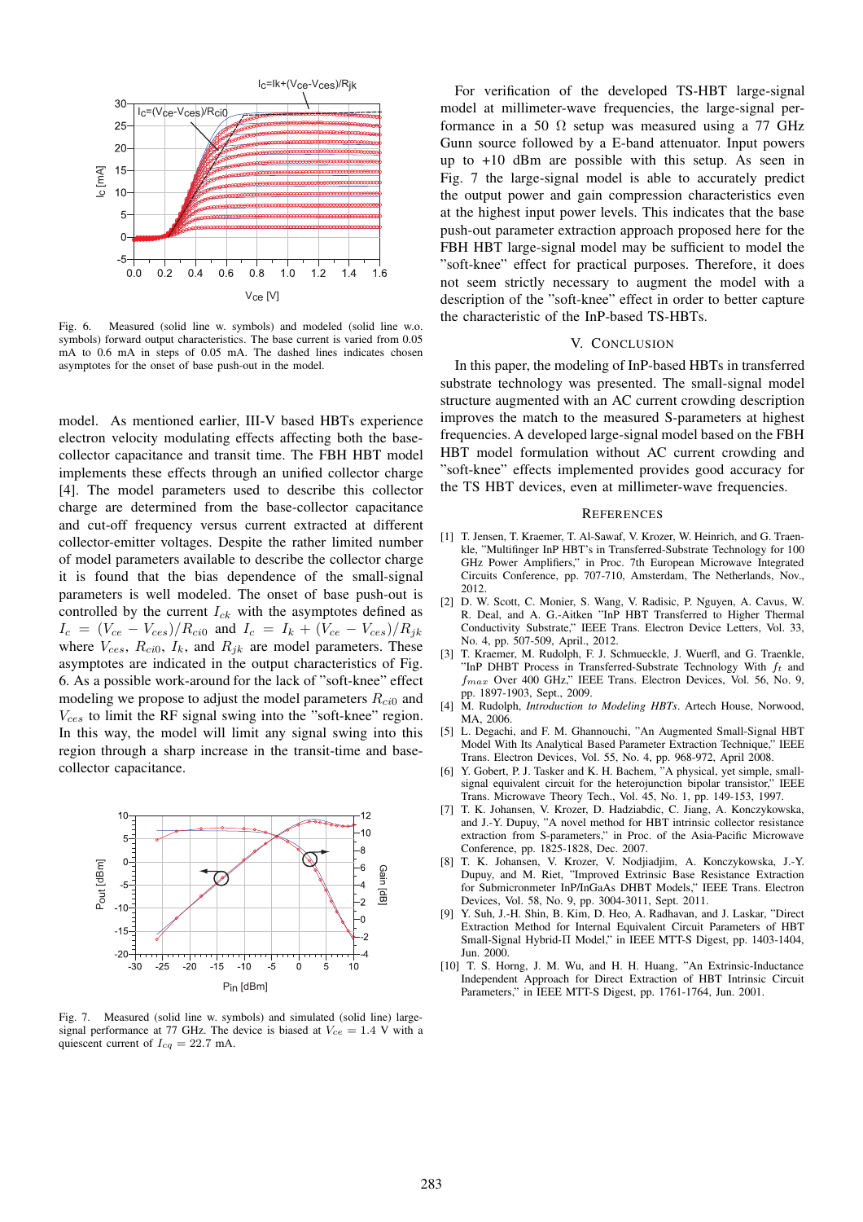Ic=Ik+(Vce-Vces)/Rjk

Ic=(Vce-Vces)/Rci0

Ic [mA]

30
25
20
15
10
5
0
-5

0.0 0.2 0.4 0.6 0.8 1.0 1.2 1.4 1.6

Vce [V]

Fig. 6. Measured (solid line w. symbols) and modeled (solid line w.o. symbols) forward output characteristics. The base current is varied from 0.05 mA to 0.6 mA in steps of 0.05 mA. The dashed lines indicates chosen asymptotes for the onset of base push-out in the model.

model. As mentioned earlier, III-V based HBTs experience electron velocity modulating effects affecting both the base-collector capacitance and transit time. The FBH HBT model implements these effects through an unified collector charge [4]. The model parameters used to describe this collector charge are determined from the base-collector capacitance and cut-off frequency versus current extracted at different collector-emitter voltages. Despite the rather limited number of model parameters available to describe the collector charge it is found that the bias dependence of the small-signal parameters is well modeled. The onset of base push-out is controlled by the current $I_{ck}$ with the asymptotes defined as $I_c = (V_{ce} - V_{ces})/R_{ci0}$ and $I_c = I_k + (V_{ce} - V_{ces})/R_{jk}$ where $V_{ces}$, $R_{ci0}$, $I_k$, and $R_{jk}$ are model parameters. These asymptotes are indicated in the output characteristics of Fig. 6. As a possible work-around for the lack of "soft-knee" effect modeling we propose to adjust the model parameters $R_{ci0}$ and $V_{ces}$ to limit the RF signal swing into the "soft-knee" region. In this way, the model will limit any signal swing into this region through a sharp increase in the transit-time and base-collector capacitance.

Pout [dBm]

Gain [dB]

10
5
0
-5
-10
-15
-20

12
10
8
6
4
2
0
-2
-4

-30 -25 -20 -15 -10 -5 0 5 10

Pin [dBm]

Fig. 7. Measured (solid line w. symbols) and simulated (solid line) large-signal performance at 77 GHz. The device is biased at $V_{ce} = 1.4$ V with a quiescent current of $I_{cq} = 22.7$ mA.

For verification of the developed TS-HBT large-signal model at millimeter-wave frequencies, the large-signal performance in a 50 Ω setup was measured using a 77 GHz Gunn source followed by a E-band attenuator. Input powers up to +10 dBm are possible with this setup. As seen in Fig. 7 the large-signal model is able to accurately predict the output power and gain compression characteristics even at the highest input power levels. This indicates that the base push-out parameter extraction approach proposed here for the FBH HBT large-signal model may be sufficient to model the "soft-knee" effect for practical purposes. Therefore, it does not seem strictly necessary to augment the model with a description of the "soft-knee" effect in order to better capture the characteristic of the InP-based TS-HBTs.

## V. Conclusion

In this paper, the modeling of InP-based HBTs in transferred substrate technology was presented. The small-signal model structure augmented with an AC current crowding description improves the match to the measured S-parameters at highest frequencies. A developed large-signal model based on the FBH HBT model formulation without AC current crowding and "soft-knee" effects implemented provides good accuracy for the TS HBT devices, even at millimeter-wave frequencies.

## References

[1] T. Jensen, T. Kraemer, T. Al-Sawaf, V. Krozer, W. Heinrich, and G. Traenkle, "Multifinger InP HBT's in Transferred-Substrate Technology for 100 GHz Power Amplifiers," in Proc. 7th European Microwave Integrated Circuits Conference, pp. 707-710, Amsterdam, The Netherlands, Nov., 2012.

[2] D. W. Scott, C. Monier, S. Wang, V. Radisic, P. Nguyen, A. Cavus, W. R. Deal, and A. G.-Aitken "InP HBT Transferred to Higher Thermal Conductivity Substrate," IEEE Trans. Electron Device Letters, Vol. 33, No. 4, pp. 507-509, April., 2012.

[3] T. Kraemer, M. Rudolph, F. J. Schmueckle, J. Wuerfl, and G. Traenkle, "InP DHBT Process in Transferred-Substrate Technology With $f_t$ and $f_{max}$ Over 400 GHz," IEEE Trans. Electron Devices, Vol. 56, No. 9, pp. 1897-1903, Sept., 2009.

[4] M. Rudolph, *Introduction to Modeling HBTs*. Artech House, Norwood, MA, 2006.

[5] L. Degachi, and F. M. Ghannouchi, "An Augmented Small-Signal HBT Model With Its Analytical Based Parameter Extraction Technique," IEEE Trans. Electron Devices, Vol. 55, No. 4, pp. 968-972, April 2008.

[6] Y. Gobert, P. J. Tasker and K. H. Bachem, "A physical, yet simple, small-signal equivalent circuit for the heterojunction bipolar transistor," IEEE Trans. Microwave Theory Tech., Vol. 45, No. 1, pp. 149-153, 1997.

[7] T. K. Johansen, V. Krozer, D. Hadziabdic, C. Jiang, A. Konczykowska, and J.-Y. Dupuy, "A novel method for HBT intrinsic collector resistance extraction from S-parameters," in Proc. of the Asia-Pacific Microwave Conference, pp. 1825-1828, Dec. 2007.

[8] T. K. Johansen, V. Krozer, V. Nodjiadjim, A. Konczykowska, J.-Y. Dupuy, and M. Riet, "Improved Extrinsic Base Resistance Extraction for Submicrometer InP/InGaAs DHBT Models," IEEE Trans. Electron Devices, Vol. 58, No. 9, pp. 3004-3011, Sept. 2011.

[9] Y. Suh, J.-H. Shin, B. Kim, D. Heo, A. Radhavan, and J. Laskar, "Direct Extraction Method for Internal Equivalent Circuit Parameters of HBT Small-Signal Hybrid-II Model," in IEEE MTT-S Digest, pp. 1403-1404, Jun. 2000.

[10] T. S. Horng, J. M. Wu, and H. H. Huang, "An Extrinsic-Inductance Independent Approach for Direct Extraction of HBT Intrinsic Circuit Parameters," in IEEE MTT-S Digest, pp. 1761-1764, Jun. 2001.